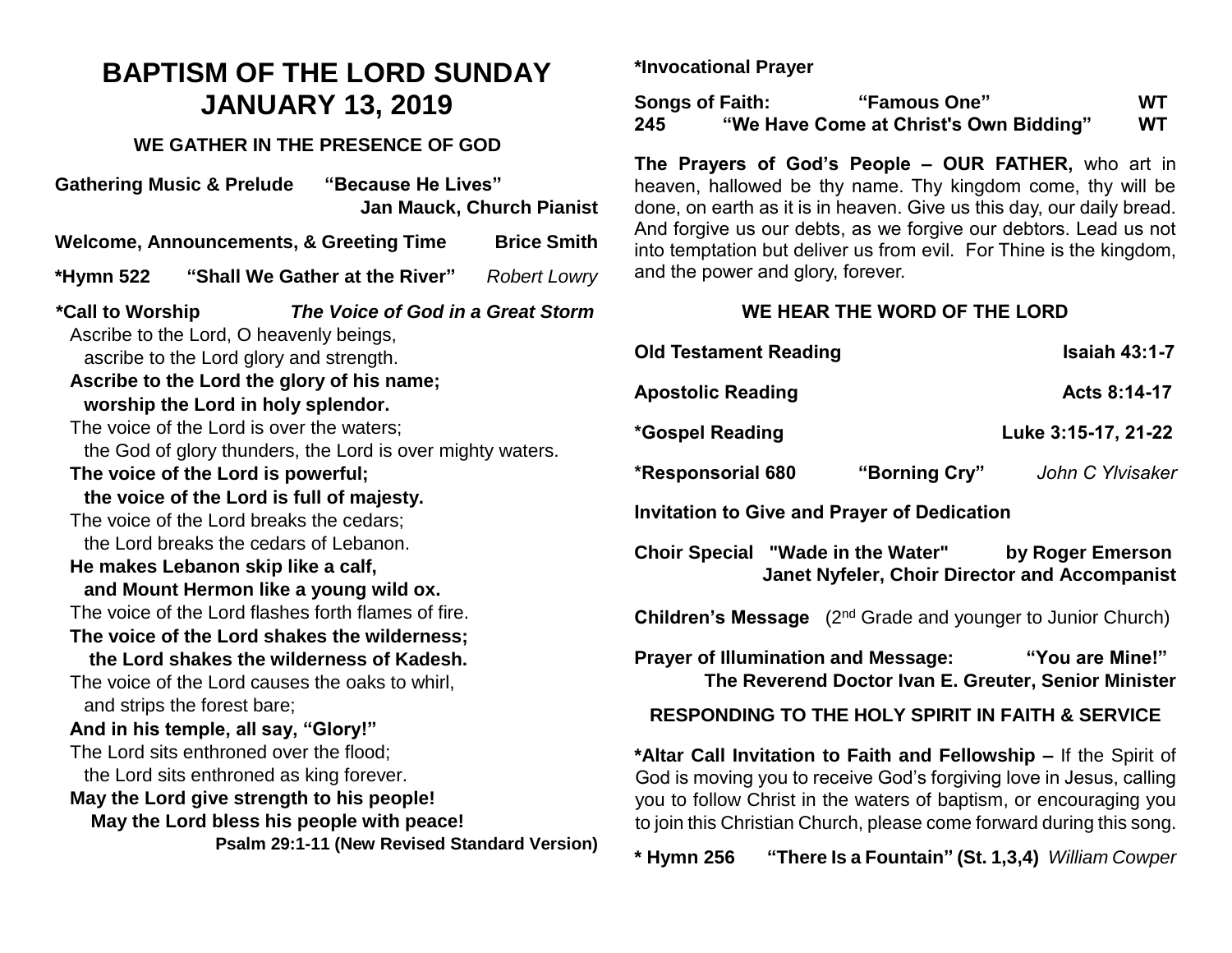# BAPTISM OF THE LORD SUNDAY
# JANUARY 13, 2019

### WE GATHER IN THE PRESENCE OF GOD

**Gathering Music & Prelude** **"Because He Lives"**
**Jan Mauck, Church Pianist**

**Welcome, Announcements, & Greeting Time** **Brice Smith**

**\*Hymn 522** **"Shall We Gather at the River"** *Robert Lowry*

**\*Call to Worship** ***The Voice of God in a Great Storm***

Ascribe to the Lord, O heavenly beings,
ascribe to the Lord glory and strength.

**Ascribe to the Lord the glory of his name;**
**worship the Lord in holy splendor.**

The voice of the Lord is over the waters;
the God of glory thunders, the Lord is over mighty waters.

**The voice of the Lord is powerful;**
**the voice of the Lord is full of majesty.**

The voice of the Lord breaks the cedars;
the Lord breaks the cedars of Lebanon.

**He makes Lebanon skip like a calf,**
**and Mount Hermon like a young wild ox.**

The voice of the Lord flashes forth flames of fire.

**The voice of the Lord shakes the wilderness;**
**the Lord shakes the wilderness of Kadesh.**

The voice of the Lord causes the oaks to whirl,
and strips the forest bare;

**And in his temple, all say, "Glory!"**

The Lord sits enthroned over the flood;
the Lord sits enthroned as king forever.

**May the Lord give strength to his people!**
**May the Lord bless his people with peace!**

**Psalm 29:1-11 (New Revised Standard Version)**

**\*Invocational Prayer**

**Songs of Faith:** **"Famous One"** **WT**
**245** **"We Have Come at Christ's Own Bidding"** **WT**

**The Prayers of God's People – OUR FATHER,** who art in heaven, hallowed be thy name. Thy kingdom come, thy will be done, on earth as it is in heaven. Give us this day, our daily bread. And forgive us our debts, as we forgive our debtors. Lead us not into temptation but deliver us from evil. For Thine is the kingdom, and the power and glory, forever.

### WE HEAR THE WORD OF THE LORD

**Old Testament Reading** **Isaiah 43:1-7**

**Apostolic Reading** **Acts 8:14-17**

**\*Gospel Reading** **Luke 3:15-17, 21-22**

**\*Responsorial 680** **"Borning Cry"** *John C Ylvisaker*

**Invitation to Give and Prayer of Dedication**

**Choir Special** **"Wade in the Water"** **by Roger Emerson**
**Janet Nyfeler, Choir Director and Accompanist**

**Children's Message** (2nd Grade and younger to Junior Church)

**Prayer of Illumination and Message:** **"You are Mine!"**
**The Reverend Doctor Ivan E. Greuter, Senior Minister**

### RESPONDING TO THE HOLY SPIRIT IN FAITH & SERVICE

**\*Altar Call Invitation to Faith and Fellowship –** If the Spirit of God is moving you to receive God's forgiving love in Jesus, calling you to follow Christ in the waters of baptism, or encouraging you to join this Christian Church, please come forward during this song.

**\* Hymn 256** **"There Is a Fountain" (St. 1,3,4)** *William Cowper*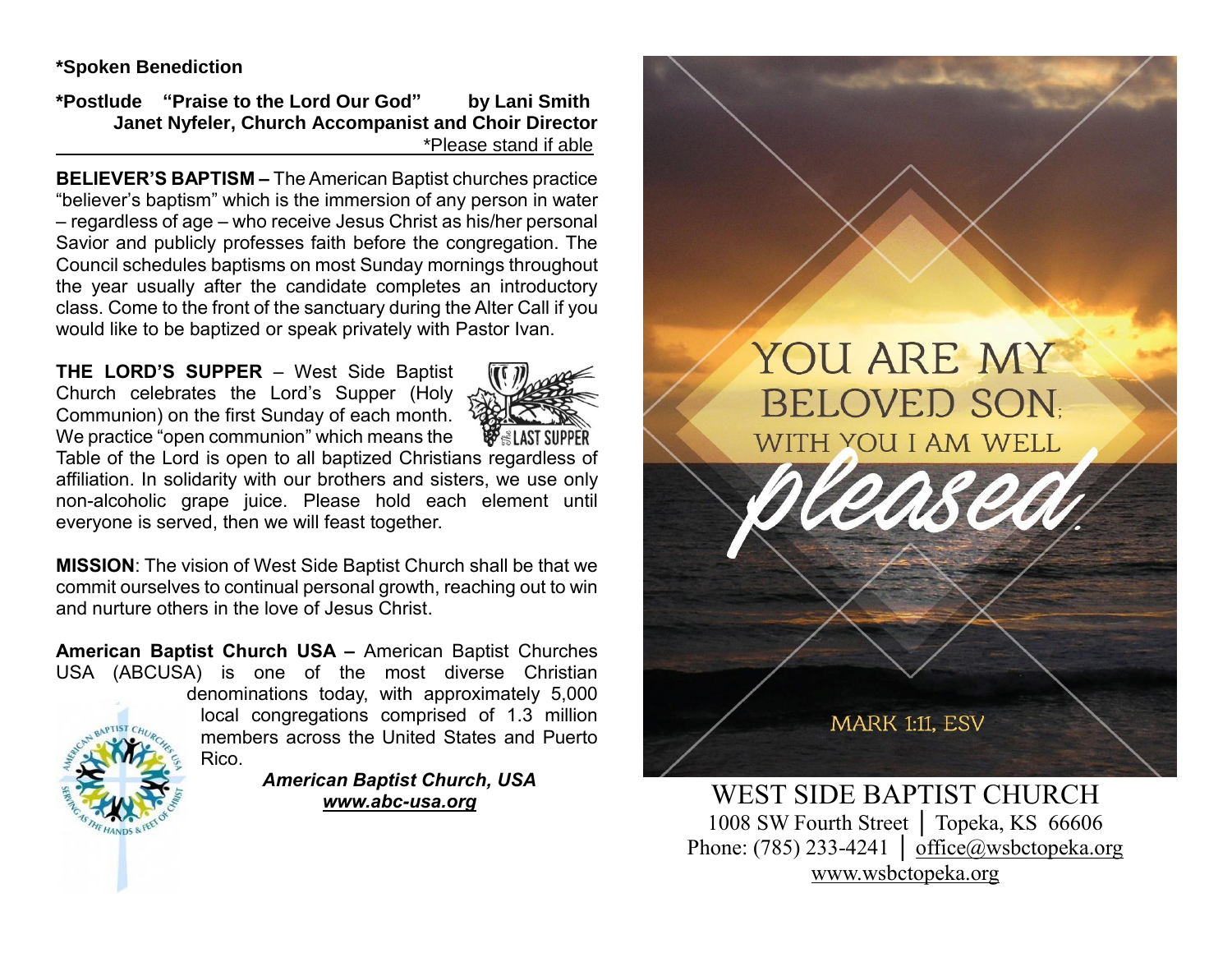**\*Spoken Benediction**

**\*Postlude "Praise to the Lord Our God" by Lani Smith**
**Janet Nyfeler, Church Accompanist and Choir Director**

\*Please stand if able

**BELIEVER'S BAPTISM –** The American Baptist churches practice "believer's baptism" which is the immersion of any person in water – regardless of age – who receive Jesus Christ as his/her personal Savior and publicly professes faith before the congregation. The Council schedules baptisms on most Sunday mornings throughout the year usually after the candidate completes an introductory class. Come to the front of the sanctuary during the Alter Call if you would like to be baptized or speak privately with Pastor Ivan.

**THE LORD'S SUPPER** – West Side Baptist Church celebrates the Lord's Supper (Holy Communion) on the first Sunday of each month. We practice "open communion" which means the Table of the Lord is open to all baptized Christians regardless of affiliation. In solidarity with our brothers and sisters, we use only non-alcoholic grape juice. Please hold each element until everyone is served, then we will feast together.

**MISSION**: The vision of West Side Baptist Church shall be that we commit ourselves to continual personal growth, reaching out to win and nurture others in the love of Jesus Christ.

**American Baptist Church USA –** American Baptist Churches USA (ABCUSA) is one of the most diverse Christian denominations today, with approximately 5,000 local congregations comprised of 1.3 million members across the United States and Puerto Rico.

***American Baptist Church, USA***
***www.abc-usa.org***

YOU ARE MY BELOVED SON; WITH YOU I AM WELL *pleased.*

MARK 1:11, ESV

WEST SIDE BAPTIST CHURCH
1008 SW Fourth Street | Topeka, KS 66606
Phone: (785) 233-4241 | office@wsbctopeka.org
www.wsbctopeka.org